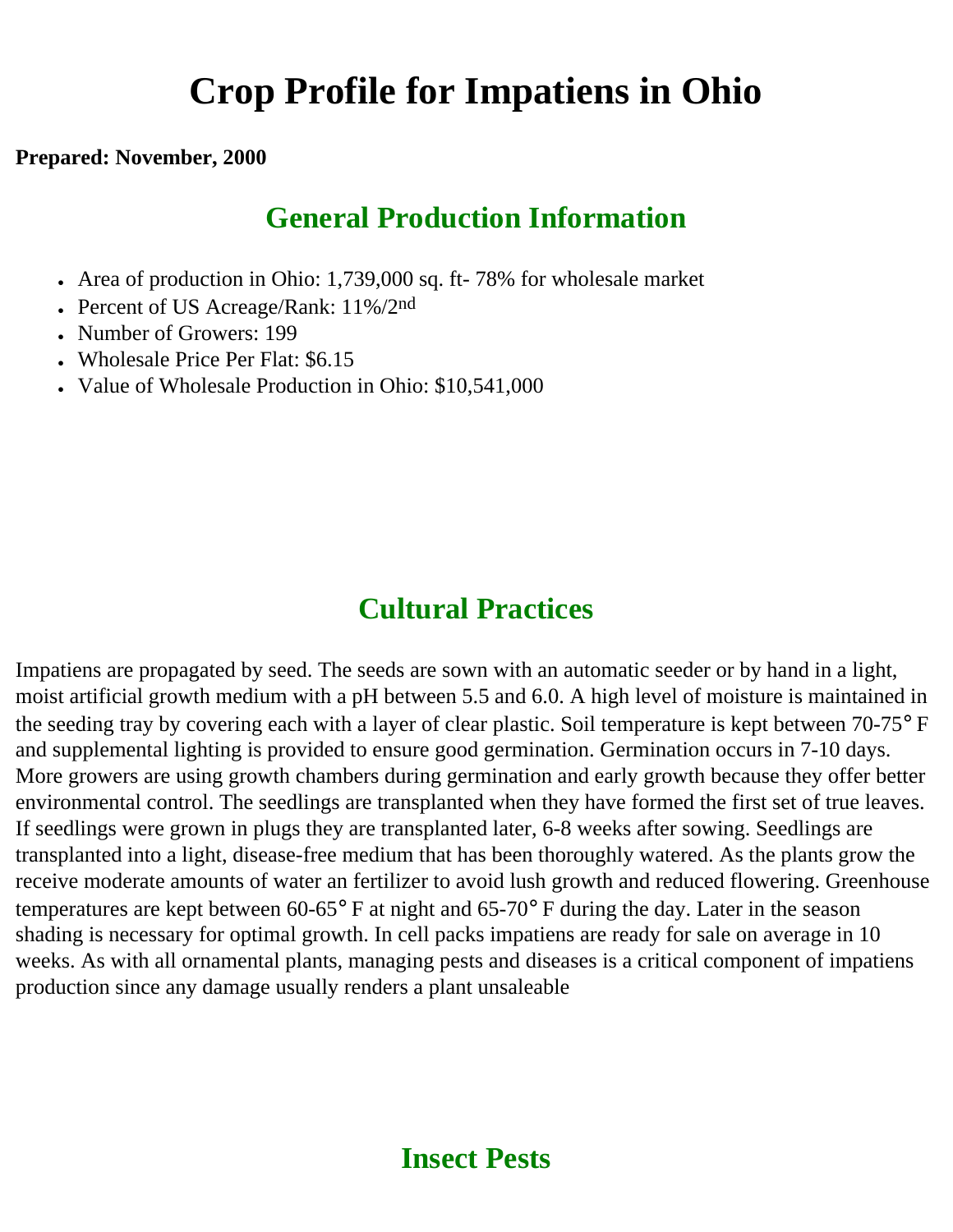# Crop Profile for Impatiens in Ohio

**Prepared: November, 2000**

## General Production Information

- Area of production in Ohio: 1,739,000 sq. ft- 78% for wholesale market
- Percent of US Acreage/Rank: 11%/2$^{nd}$
- Number of Growers: 199
- Wholesale Price Per Flat: $6.15
- Value of Wholesale Production in Ohio: $10,541,000

## Cultural Practices

Impatiens are propagated by seed. The seeds are sown with an automatic seeder or by hand in a light, moist artificial growth medium with a pH between 5.5 and 6.0. A high level of moisture is maintained in the seeding tray by covering each with a layer of clear plastic. Soil temperature is kept between 70-75° F and supplemental lighting is provided to ensure good germination. Germination occurs in 7-10 days. More growers are using growth chambers during germination and early growth because they offer better environmental control. The seedlings are transplanted when they have formed the first set of true leaves. If seedlings were grown in plugs they are transplanted later, 6-8 weeks after sowing. Seedlings are transplanted into a light, disease-free medium that has been thoroughly watered. As the plants grow the receive moderate amounts of water an fertilizer to avoid lush growth and reduced flowering. Greenhouse temperatures are kept between 60-65° F at night and 65-70° F during the day. Later in the season shading is necessary for optimal growth. In cell packs impatiens are ready for sale on average in 10 weeks. As with all ornamental plants, managing pests and diseases is a critical component of impatiens production since any damage usually renders a plant unsaleable

## Insect Pests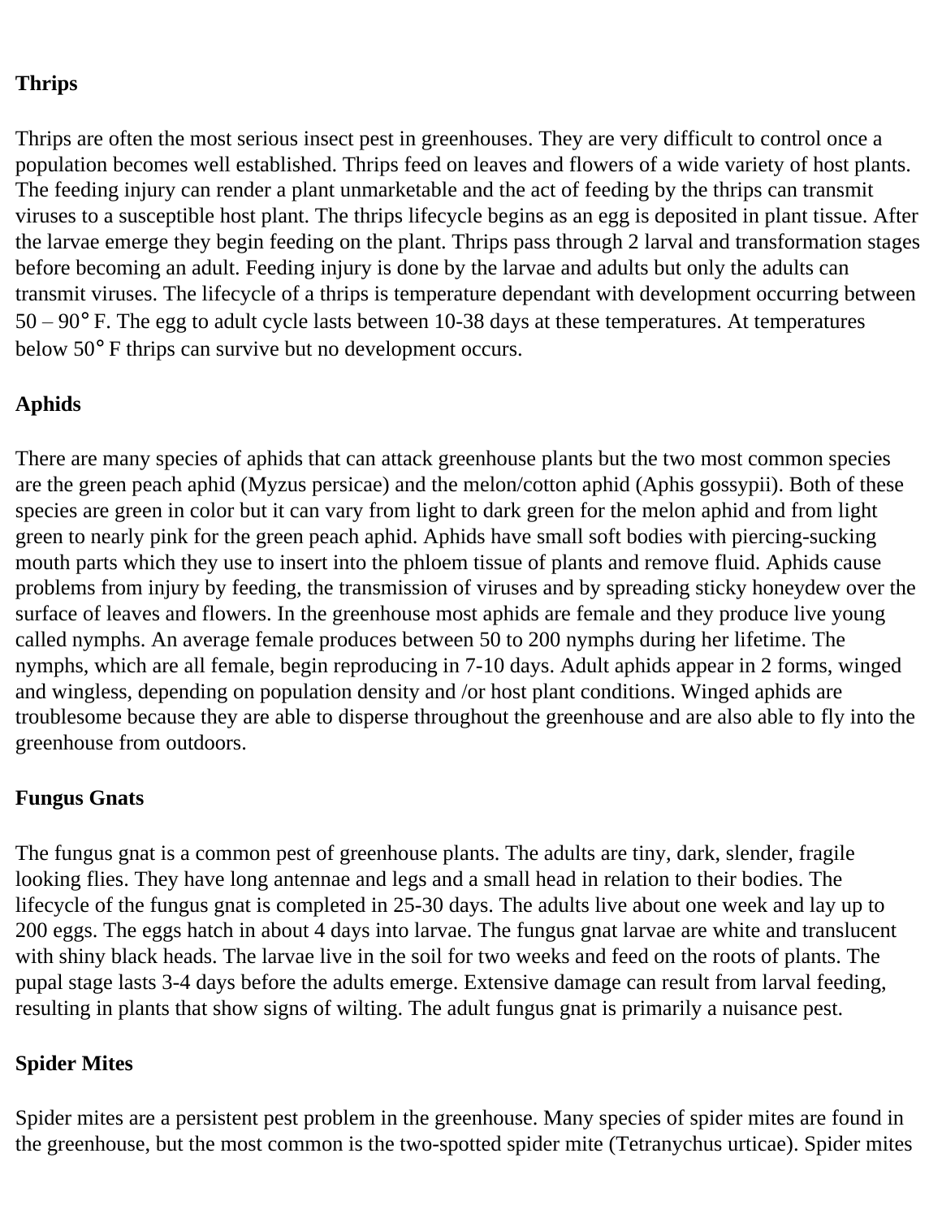**Thrips**

Thrips are often the most serious insect pest in greenhouses. They are very difficult to control once a population becomes well established. Thrips feed on leaves and flowers of a wide variety of host plants. The feeding injury can render a plant unmarketable and the act of feeding by the thrips can transmit viruses to a susceptible host plant. The thrips lifecycle begins as an egg is deposited in plant tissue. After the larvae emerge they begin feeding on the plant. Thrips pass through 2 larval and transformation stages before becoming an adult. Feeding injury is done by the larvae and adults but only the adults can transmit viruses. The lifecycle of a thrips is temperature dependant with development occurring between 50 – 90° F. The egg to adult cycle lasts between 10-38 days at these temperatures. At temperatures below 50° F thrips can survive but no development occurs.

**Aphids**

There are many species of aphids that can attack greenhouse plants but the two most common species are the green peach aphid (Myzus persicae) and the melon/cotton aphid (Aphis gossypii). Both of these species are green in color but it can vary from light to dark green for the melon aphid and from light green to nearly pink for the green peach aphid. Aphids have small soft bodies with piercing-sucking mouth parts which they use to insert into the phloem tissue of plants and remove fluid. Aphids cause problems from injury by feeding, the transmission of viruses and by spreading sticky honeydew over the surface of leaves and flowers. In the greenhouse most aphids are female and they produce live young called nymphs. An average female produces between 50 to 200 nymphs during her lifetime. The nymphs, which are all female, begin reproducing in 7-10 days. Adult aphids appear in 2 forms, winged and wingless, depending on population density and /or host plant conditions. Winged aphids are troublesome because they are able to disperse throughout the greenhouse and are also able to fly into the greenhouse from outdoors.

**Fungus Gnats**

The fungus gnat is a common pest of greenhouse plants. The adults are tiny, dark, slender, fragile looking flies. They have long antennae and legs and a small head in relation to their bodies. The lifecycle of the fungus gnat is completed in 25-30 days. The adults live about one week and lay up to 200 eggs. The eggs hatch in about 4 days into larvae. The fungus gnat larvae are white and translucent with shiny black heads. The larvae live in the soil for two weeks and feed on the roots of plants. The pupal stage lasts 3-4 days before the adults emerge. Extensive damage can result from larval feeding, resulting in plants that show signs of wilting. The adult fungus gnat is primarily a nuisance pest.

**Spider Mites**

Spider mites are a persistent pest problem in the greenhouse. Many species of spider mites are found in the greenhouse, but the most common is the two-spotted spider mite (Tetranychus urticae). Spider mites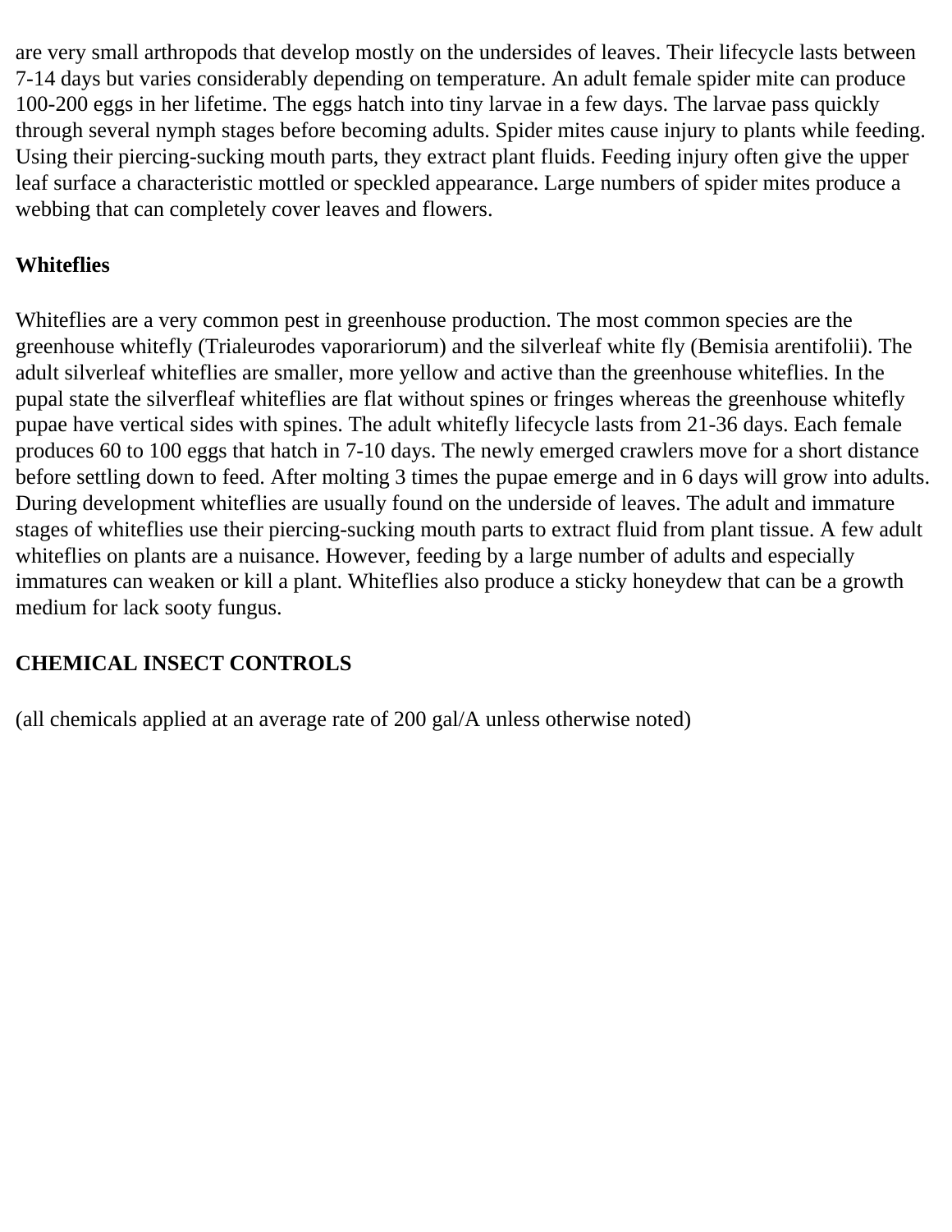are very small arthropods that develop mostly on the undersides of leaves. Their lifecycle lasts between 7-14 days but varies considerably depending on temperature. An adult female spider mite can produce 100-200 eggs in her lifetime. The eggs hatch into tiny larvae in a few days. The larvae pass quickly through several nymph stages before becoming adults. Spider mites cause injury to plants while feeding. Using their piercing-sucking mouth parts, they extract plant fluids. Feeding injury often give the upper leaf surface a characteristic mottled or speckled appearance. Large numbers of spider mites produce a webbing that can completely cover leaves and flowers.

**Whiteflies**

Whiteflies are a very common pest in greenhouse production. The most common species are the greenhouse whitefly (Trialeurodes vaporariorum) and the silverleaf white fly (Bemisia arentifolii). The adult silverleaf whiteflies are smaller, more yellow and active than the greenhouse whiteflies. In the pupal state the silverfleaf whiteflies are flat without spines or fringes whereas the greenhouse whitefly pupae have vertical sides with spines. The adult whitefly lifecycle lasts from 21-36 days. Each female produces 60 to 100 eggs that hatch in 7-10 days. The newly emerged crawlers move for a short distance before settling down to feed. After molting 3 times the pupae emerge and in 6 days will grow into adults. During development whiteflies are usually found on the underside of leaves. The adult and immature stages of whiteflies use their piercing-sucking mouth parts to extract fluid from plant tissue. A few adult whiteflies on plants are a nuisance. However, feeding by a large number of adults and especially immatures can weaken or kill a plant. Whiteflies also produce a sticky honeydew that can be a growth medium for lack sooty fungus.

**CHEMICAL INSECT CONTROLS**

(all chemicals applied at an average rate of 200 gal/A unless otherwise noted)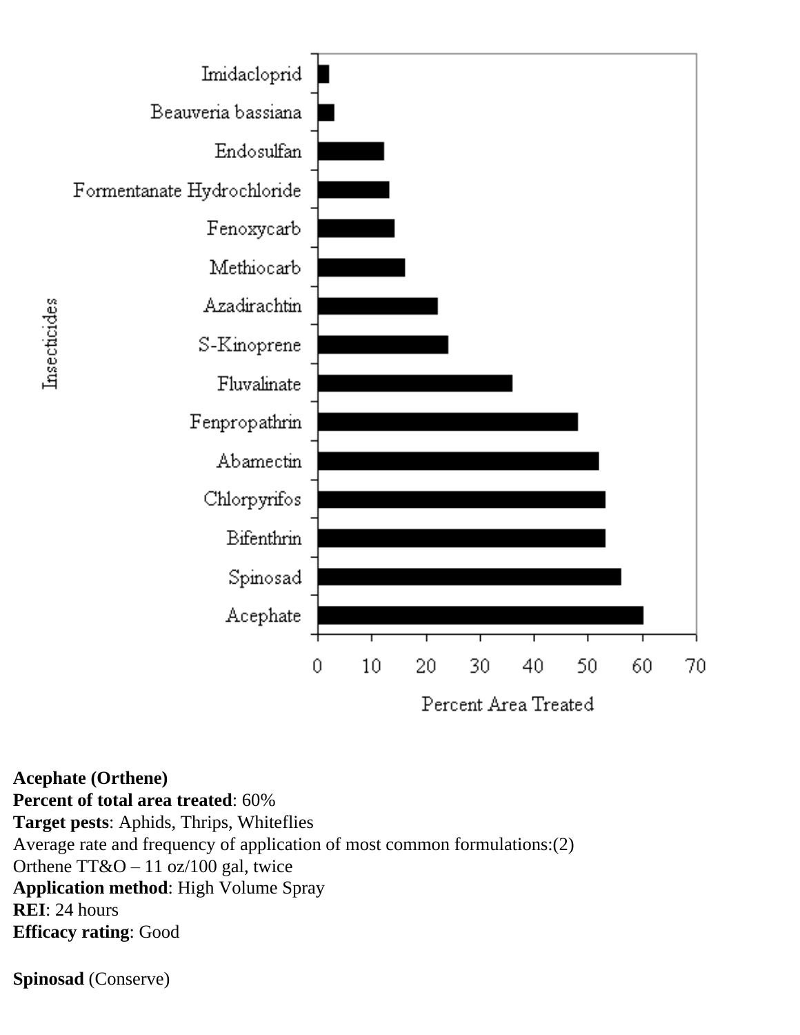**Acephate (Orthene)**
**Percent of total area treated**: 60%
**Target pests**: Aphids, Thrips, Whiteflies
Average rate and frequency of application of most common formulations:(2)
Orthene TT&O – 11 oz/100 gal, twice
**Application method**: High Volume Spray
**REI**: 24 hours
**Efficacy rating**: Good

**Spinosad** (Conserve)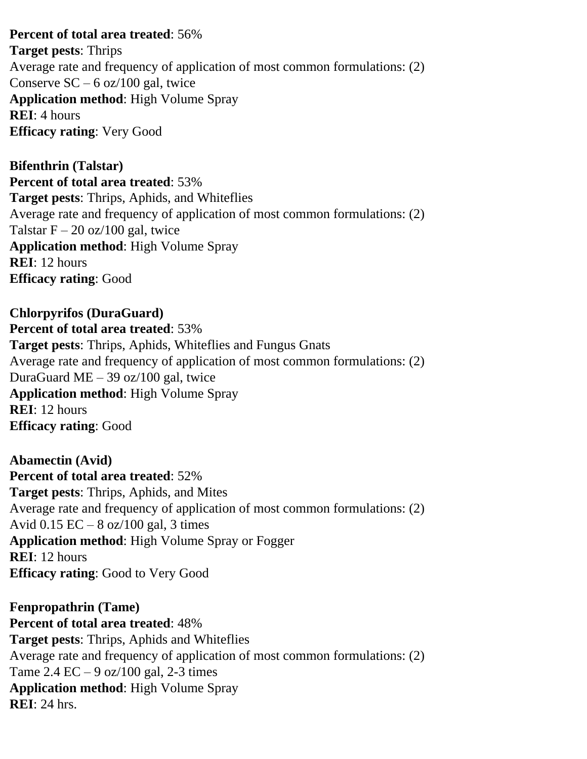**Percent of total area treated**: 56%
**Target pests**: Thrips
Average rate and frequency of application of most common formulations: (2)
Conserve SC – 6 oz/100 gal, twice
**Application method**: High Volume Spray
**REI**: 4 hours
**Efficacy rating**: Very Good

**Bifenthrin (Talstar)**
**Percent of total area treated**: 53%
**Target pests**: Thrips, Aphids, and Whiteflies
Average rate and frequency of application of most common formulations: (2)
Talstar F – 20 oz/100 gal, twice
**Application method**: High Volume Spray
**REI**: 12 hours
**Efficacy rating**: Good

**Chlorpyrifos (DuraGuard)**
**Percent of total area treated**: 53%
**Target pests**: Thrips, Aphids, Whiteflies and Fungus Gnats
Average rate and frequency of application of most common formulations: (2)
DuraGuard ME – 39 oz/100 gal, twice
**Application method**: High Volume Spray
**REI**: 12 hours
**Efficacy rating**: Good

**Abamectin (Avid)**
**Percent of total area treated**: 52%
**Target pests**: Thrips, Aphids, and Mites
Average rate and frequency of application of most common formulations: (2)
Avid 0.15 EC – 8 oz/100 gal, 3 times
**Application method**: High Volume Spray or Fogger
**REI**: 12 hours
**Efficacy rating**: Good to Very Good

**Fenpropathrin (Tame)**
**Percent of total area treated**: 48%
**Target pests**: Thrips, Aphids and Whiteflies
Average rate and frequency of application of most common formulations: (2)
Tame 2.4 EC – 9 oz/100 gal, 2-3 times
**Application method**: High Volume Spray
**REI**: 24 hrs.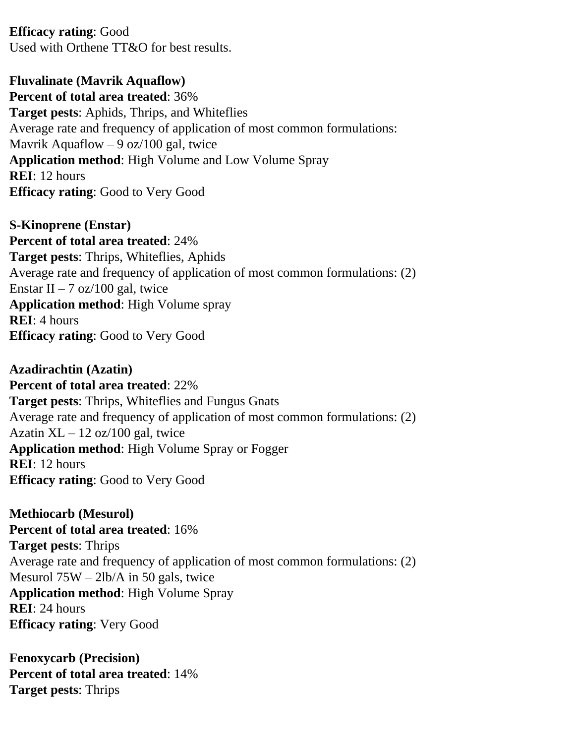**Efficacy rating**: Good
Used with Orthene TT&O for best results.

**Fluvalinate (Mavrik Aquaflow)**
**Percent of total area treated**: 36%
**Target pests**: Aphids, Thrips, and Whiteflies
Average rate and frequency of application of most common formulations:
Mavrik Aquaflow – 9 oz/100 gal, twice
**Application method**: High Volume and Low Volume Spray
**REI**: 12 hours
**Efficacy rating**: Good to Very Good

**S-Kinoprene (Enstar)**
**Percent of total area treated**: 24%
**Target pests**: Thrips, Whiteflies, Aphids
Average rate and frequency of application of most common formulations: (2)
Enstar II – 7 oz/100 gal, twice
**Application method**: High Volume spray
**REI**: 4 hours
**Efficacy rating**: Good to Very Good

**Azadirachtin (Azatin)**
**Percent of total area treated**: 22%
**Target pests**: Thrips, Whiteflies and Fungus Gnats
Average rate and frequency of application of most common formulations: (2)
Azatin XL – 12 oz/100 gal, twice
**Application method**: High Volume Spray or Fogger
**REI**: 12 hours
**Efficacy rating**: Good to Very Good

**Methiocarb (Mesurol)**
**Percent of total area treated**: 16%
**Target pests**: Thrips
Average rate and frequency of application of most common formulations: (2)
Mesurol 75W – 2lb/A in 50 gals, twice
**Application method**: High Volume Spray
**REI**: 24 hours
**Efficacy rating**: Very Good

**Fenoxycarb (Precision)**
**Percent of total area treated**: 14%
**Target pests**: Thrips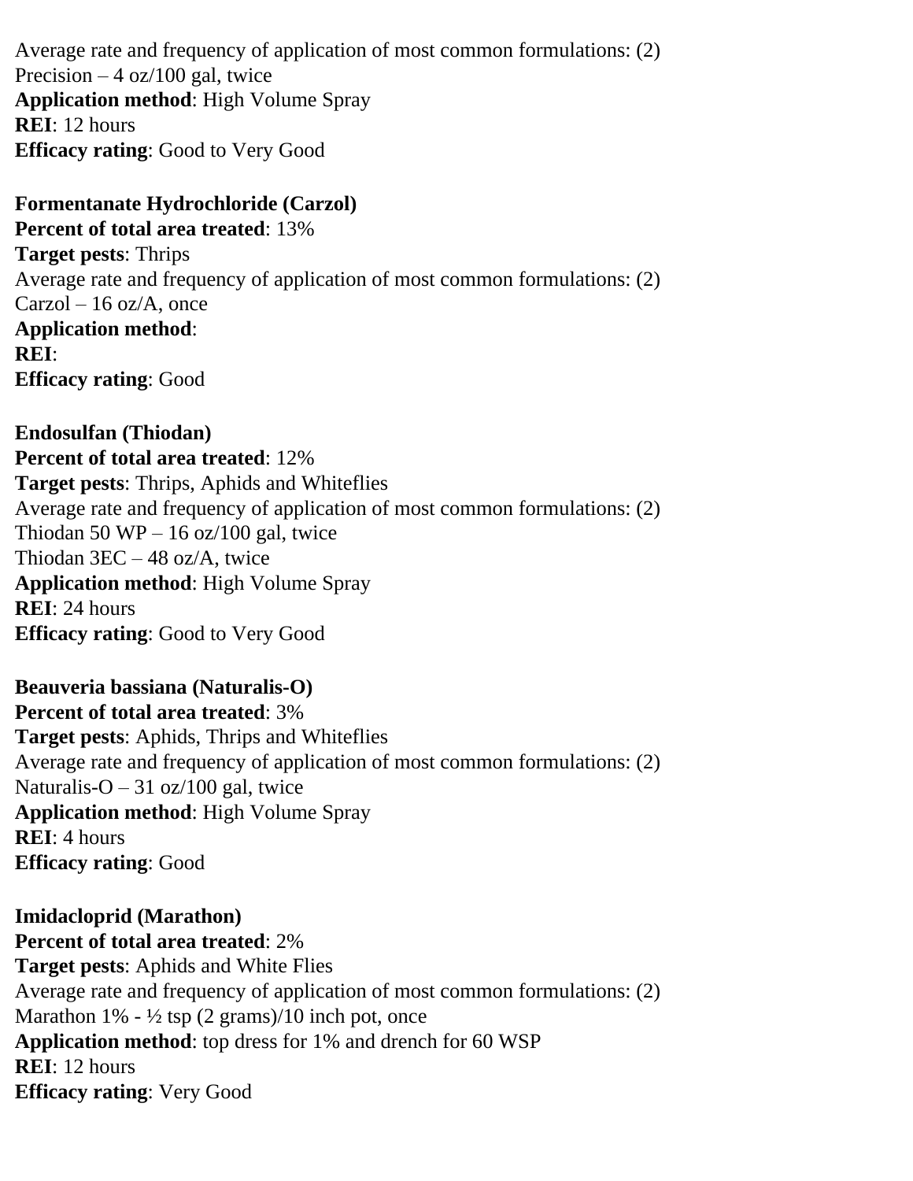Average rate and frequency of application of most common formulations: (2)
Precision – 4 oz/100 gal, twice
**Application method**: High Volume Spray
**REI**: 12 hours
**Efficacy rating**: Good to Very Good

**Formentanate Hydrochloride (Carzol)**
**Percent of total area treated**: 13%
**Target pests**: Thrips
Average rate and frequency of application of most common formulations: (2)
Carzol – 16 oz/A, once
**Application method**:
**REI**:
**Efficacy rating**: Good

**Endosulfan (Thiodan)**
**Percent of total area treated**: 12%
**Target pests**: Thrips, Aphids and Whiteflies
Average rate and frequency of application of most common formulations: (2)
Thiodan 50 WP – 16 oz/100 gal, twice
Thiodan 3EC – 48 oz/A, twice
**Application method**: High Volume Spray
**REI**: 24 hours
**Efficacy rating**: Good to Very Good

**Beauveria bassiana (Naturalis-O)**
**Percent of total area treated**: 3%
**Target pests**: Aphids, Thrips and Whiteflies
Average rate and frequency of application of most common formulations: (2)
Naturalis-O – 31 oz/100 gal, twice
**Application method**: High Volume Spray
**REI**: 4 hours
**Efficacy rating**: Good

**Imidacloprid (Marathon)**
**Percent of total area treated**: 2%
**Target pests**: Aphids and White Flies
Average rate and frequency of application of most common formulations: (2)
Marathon 1% - ½ tsp (2 grams)/10 inch pot, once
**Application method**: top dress for 1% and drench for 60 WSP
**REI**: 12 hours
**Efficacy rating**: Very Good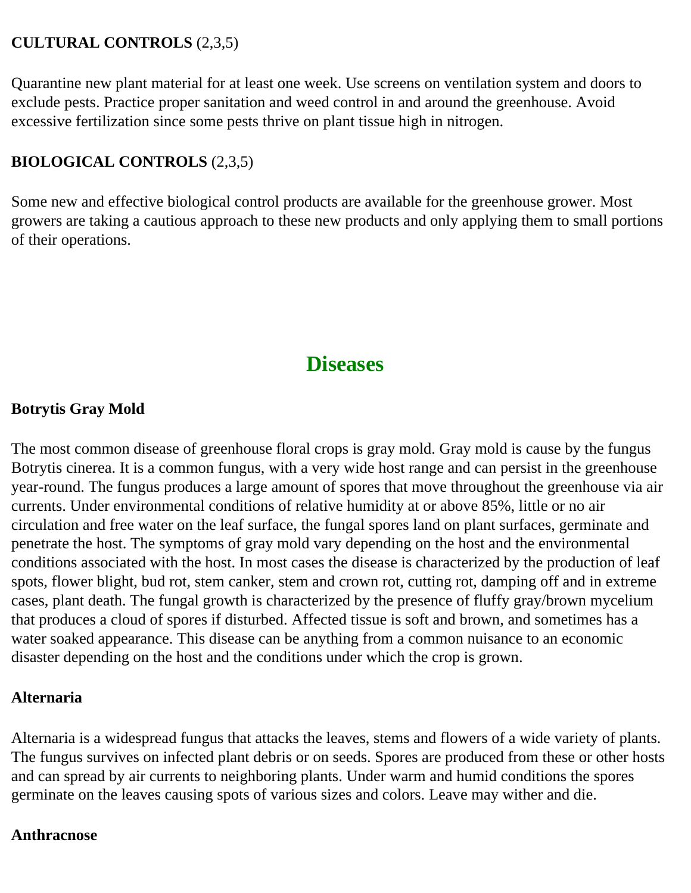**CULTURAL CONTROLS** (2,3,5)

Quarantine new plant material for at least one week. Use screens on ventilation system and doors to exclude pests. Practice proper sanitation and weed control in and around the greenhouse. Avoid excessive fertilization since some pests thrive on plant tissue high in nitrogen.

**BIOLOGICAL CONTROLS** (2,3,5)

Some new and effective biological control products are available for the greenhouse grower. Most growers are taking a cautious approach to these new products and only applying them to small portions of their operations.

## Diseases

**Botrytis Gray Mold**

The most common disease of greenhouse floral crops is gray mold. Gray mold is cause by the fungus Botrytis cinerea. It is a common fungus, with a very wide host range and can persist in the greenhouse year-round. The fungus produces a large amount of spores that move throughout the greenhouse via air currents. Under environmental conditions of relative humidity at or above 85%, little or no air circulation and free water on the leaf surface, the fungal spores land on plant surfaces, germinate and penetrate the host. The symptoms of gray mold vary depending on the host and the environmental conditions associated with the host. In most cases the disease is characterized by the production of leaf spots, flower blight, bud rot, stem canker, stem and crown rot, cutting rot, damping off and in extreme cases, plant death. The fungal growth is characterized by the presence of fluffy gray/brown mycelium that produces a cloud of spores if disturbed. Affected tissue is soft and brown, and sometimes has a water soaked appearance. This disease can be anything from a common nuisance to an economic disaster depending on the host and the conditions under which the crop is grown.

**Alternaria**

Alternaria is a widespread fungus that attacks the leaves, stems and flowers of a wide variety of plants. The fungus survives on infected plant debris or on seeds. Spores are produced from these or other hosts and can spread by air currents to neighboring plants. Under warm and humid conditions the spores germinate on the leaves causing spots of various sizes and colors. Leave may wither and die.

**Anthracnose**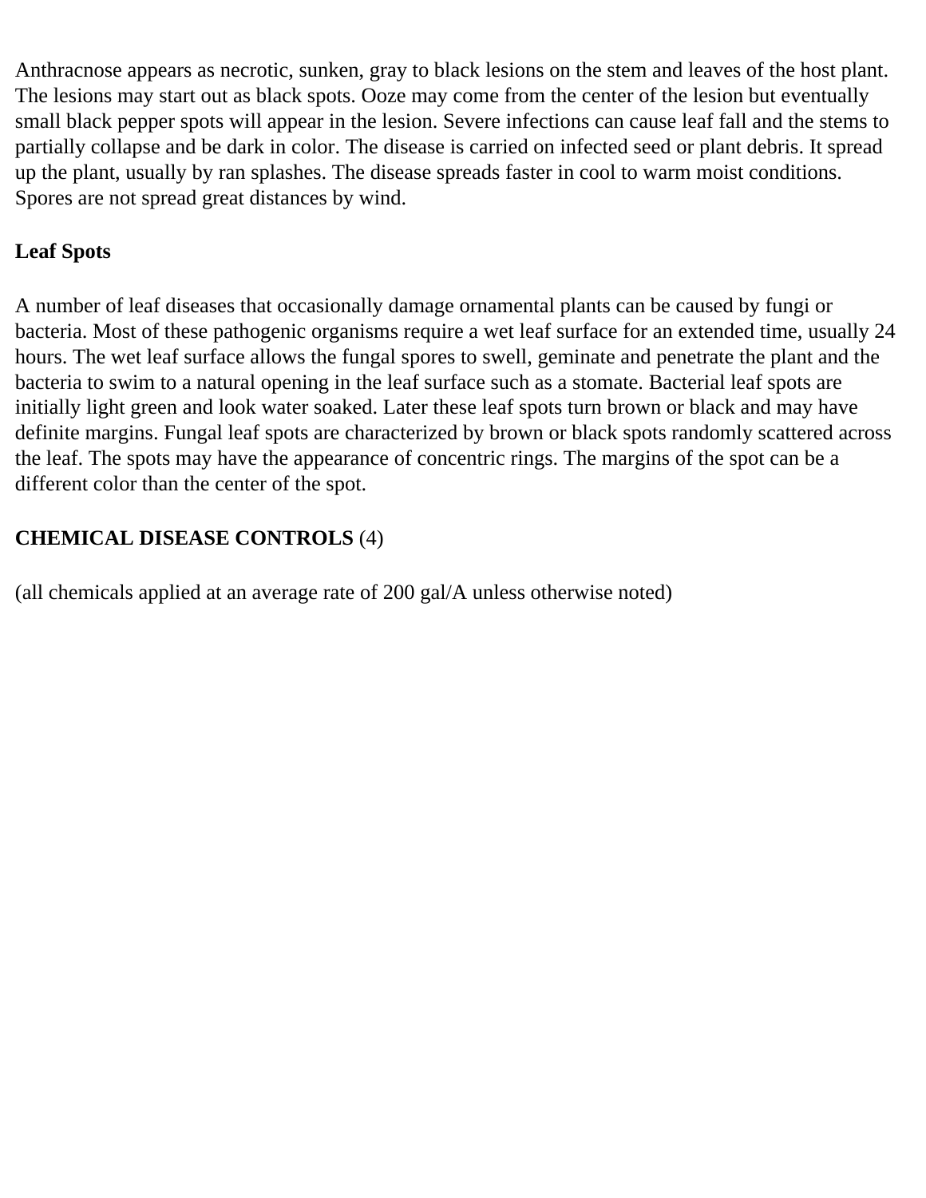Anthracnose appears as necrotic, sunken, gray to black lesions on the stem and leaves of the host plant. The lesions may start out as black spots. Ooze may come from the center of the lesion but eventually small black pepper spots will appear in the lesion. Severe infections can cause leaf fall and the stems to partially collapse and be dark in color. The disease is carried on infected seed or plant debris. It spread up the plant, usually by ran splashes. The disease spreads faster in cool to warm moist conditions. Spores are not spread great distances by wind.

**Leaf Spots**

A number of leaf diseases that occasionally damage ornamental plants can be caused by fungi or bacteria. Most of these pathogenic organisms require a wet leaf surface for an extended time, usually 24 hours. The wet leaf surface allows the fungal spores to swell, geminate and penetrate the plant and the bacteria to swim to a natural opening in the leaf surface such as a stomate. Bacterial leaf spots are initially light green and look water soaked. Later these leaf spots turn brown or black and may have definite margins. Fungal leaf spots are characterized by brown or black spots randomly scattered across the leaf. The spots may have the appearance of concentric rings. The margins of the spot can be a different color than the center of the spot.

**CHEMICAL DISEASE CONTROLS** (4)

(all chemicals applied at an average rate of 200 gal/A unless otherwise noted)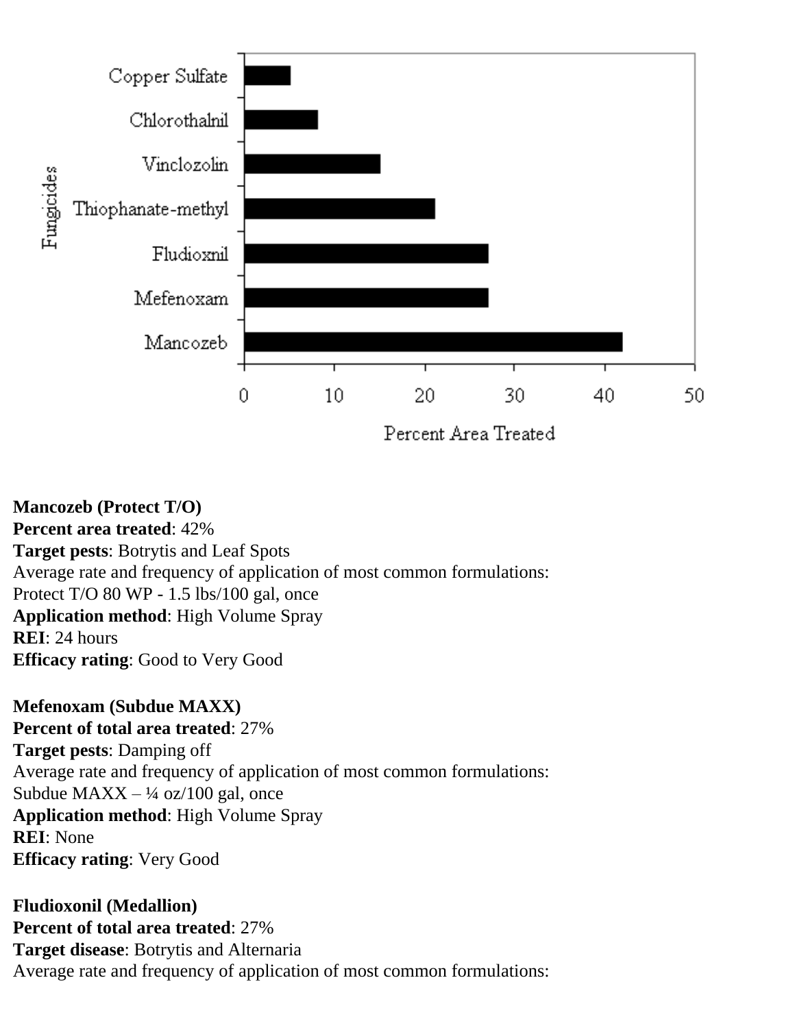**Mancozeb (Protect T/O)**
**Percent area treated**: 42%
**Target pests**: Botrytis and Leaf Spots
Average rate and frequency of application of most common formulations:
Protect T/O 80 WP - 1.5 lbs/100 gal, once
**Application method**: High Volume Spray
**REI**: 24 hours
**Efficacy rating**: Good to Very Good

**Mefenoxam (Subdue MAXX)**
**Percent of total area treated**: 27%
**Target pests**: Damping off
Average rate and frequency of application of most common formulations:
Subdue MAXX – ¼ oz/100 gal, once
**Application method**: High Volume Spray
**REI**: None
**Efficacy rating**: Very Good

**Fludioxonil (Medallion)**
**Percent of total area treated**: 27%
**Target disease**: Botrytis and Alternaria
Average rate and frequency of application of most common formulations: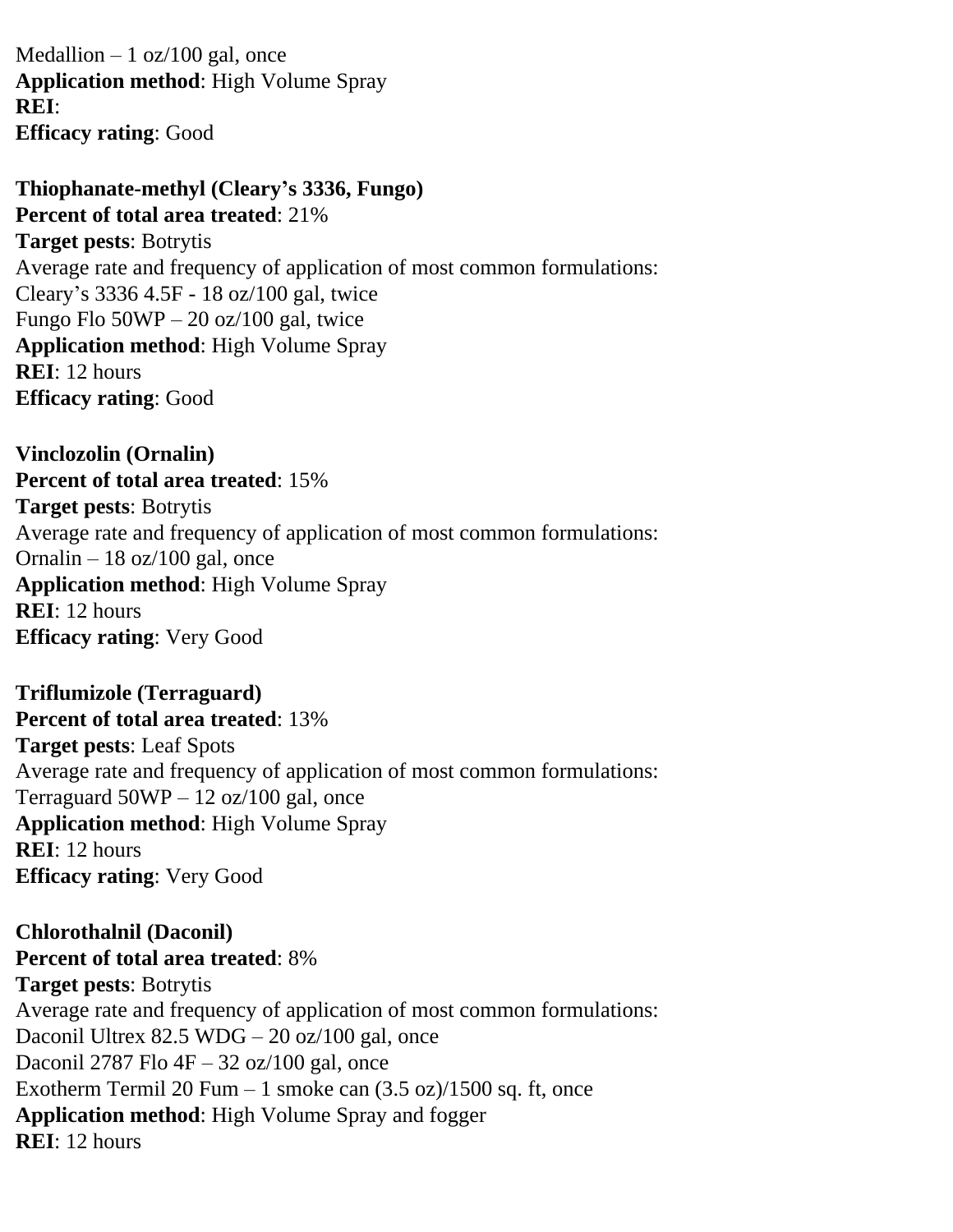Medallion – 1 oz/100 gal, once
**Application method**: High Volume Spray
**REI**:
**Efficacy rating**: Good

**Thiophanate-methyl (Cleary's 3336, Fungo)**
**Percent of total area treated**: 21%
**Target pests**: Botrytis
Average rate and frequency of application of most common formulations:
Cleary's 3336 4.5F - 18 oz/100 gal, twice
Fungo Flo 50WP – 20 oz/100 gal, twice
**Application method**: High Volume Spray
**REI**: 12 hours
**Efficacy rating**: Good

**Vinclozolin (Ornalin)**
**Percent of total area treated**: 15%
**Target pests**: Botrytis
Average rate and frequency of application of most common formulations:
Ornalin – 18 oz/100 gal, once
**Application method**: High Volume Spray
**REI**: 12 hours
**Efficacy rating**: Very Good

**Triflumizole (Terraguard)**
**Percent of total area treated**: 13%
**Target pests**: Leaf Spots
Average rate and frequency of application of most common formulations:
Terraguard 50WP – 12 oz/100 gal, once
**Application method**: High Volume Spray
**REI**: 12 hours
**Efficacy rating**: Very Good

**Chlorothalnil (Daconil)**
**Percent of total area treated**: 8%
**Target pests**: Botrytis
Average rate and frequency of application of most common formulations:
Daconil Ultrex 82.5 WDG – 20 oz/100 gal, once
Daconil 2787 Flo 4F – 32 oz/100 gal, once
Exotherm Termil 20 Fum – 1 smoke can (3.5 oz)/1500 sq. ft, once
**Application method**: High Volume Spray and fogger
**REI**: 12 hours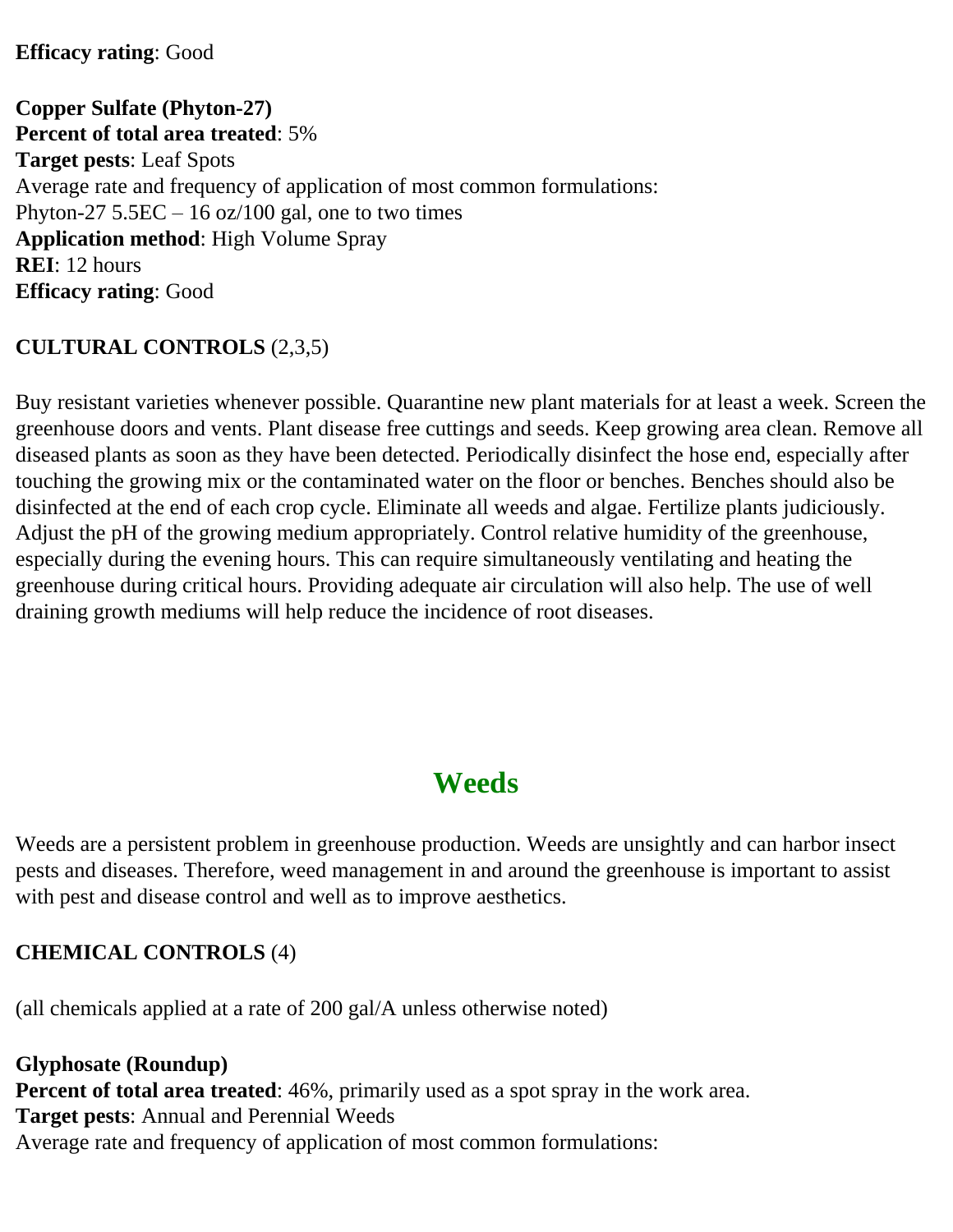**Efficacy rating**: Good

**Copper Sulfate (Phyton-27)**
**Percent of total area treated**: 5%
**Target pests**: Leaf Spots
Average rate and frequency of application of most common formulations:
Phyton-27 5.5EC – 16 oz/100 gal, one to two times
**Application method**: High Volume Spray
**REI**: 12 hours
**Efficacy rating**: Good

**CULTURAL CONTROLS** (2,3,5)

Buy resistant varieties whenever possible. Quarantine new plant materials for at least a week. Screen the greenhouse doors and vents. Plant disease free cuttings and seeds. Keep growing area clean. Remove all diseased plants as soon as they have been detected. Periodically disinfect the hose end, especially after touching the growing mix or the contaminated water on the floor or benches. Benches should also be disinfected at the end of each crop cycle. Eliminate all weeds and algae. Fertilize plants judiciously. Adjust the pH of the growing medium appropriately. Control relative humidity of the greenhouse, especially during the evening hours. This can require simultaneously ventilating and heating the greenhouse during critical hours. Providing adequate air circulation will also help. The use of well draining growth mediums will help reduce the incidence of root diseases.

## Weeds

Weeds are a persistent problem in greenhouse production. Weeds are unsightly and can harbor insect pests and diseases. Therefore, weed management in and around the greenhouse is important to assist with pest and disease control and well as to improve aesthetics.

**CHEMICAL CONTROLS** (4)

(all chemicals applied at a rate of 200 gal/A unless otherwise noted)

**Glyphosate (Roundup)**
**Percent of total area treated**: 46%, primarily used as a spot spray in the work area.
**Target pests**: Annual and Perennial Weeds
Average rate and frequency of application of most common formulations: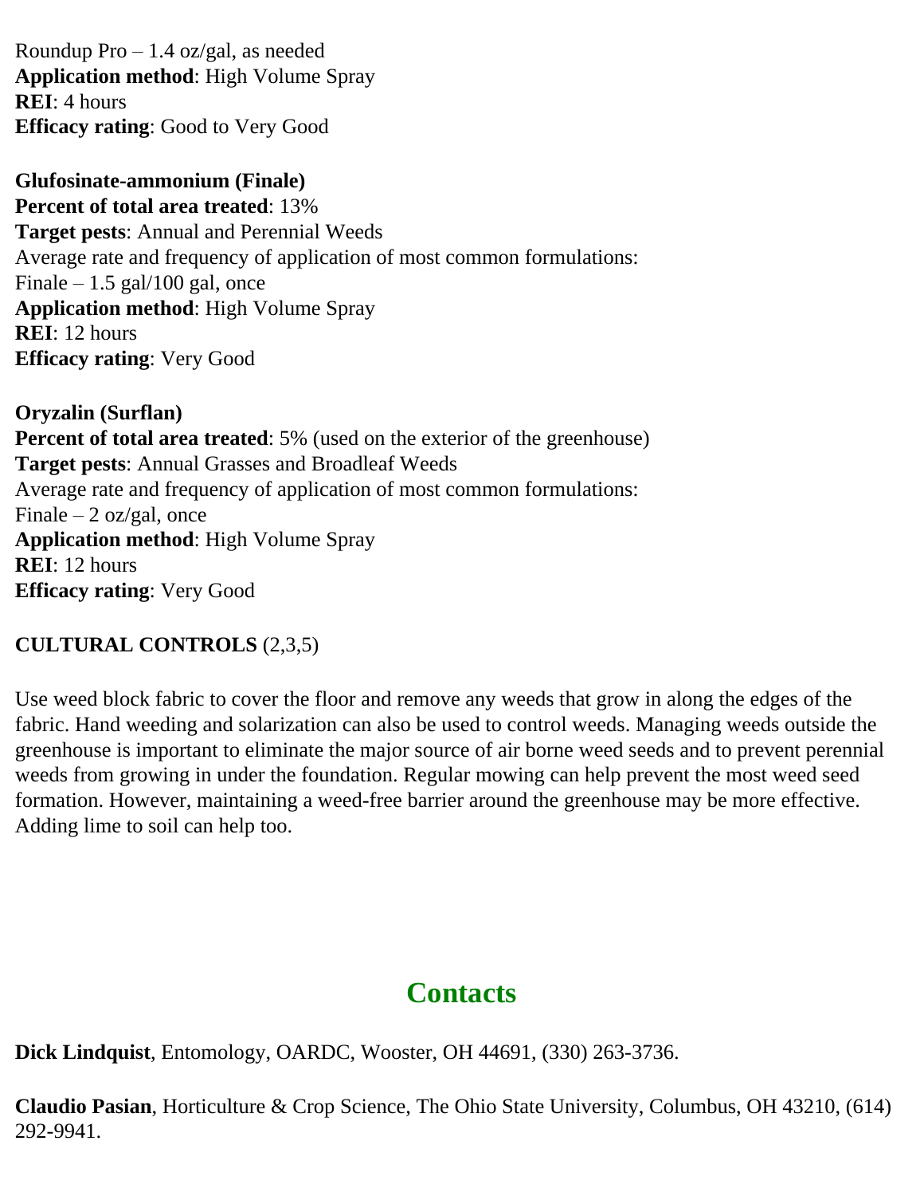Roundup Pro – 1.4 oz/gal, as needed
**Application method**: High Volume Spray
**REI**: 4 hours
**Efficacy rating**: Good to Very Good

**Glufosinate-ammonium (Finale)**
**Percent of total area treated**: 13%
**Target pests**: Annual and Perennial Weeds
Average rate and frequency of application of most common formulations:
Finale – 1.5 gal/100 gal, once
**Application method**: High Volume Spray
**REI**: 12 hours
**Efficacy rating**: Very Good

**Oryzalin (Surflan)**
**Percent of total area treated**: 5% (used on the exterior of the greenhouse)
**Target pests**: Annual Grasses and Broadleaf Weeds
Average rate and frequency of application of most common formulations:
Finale – 2 oz/gal, once
**Application method**: High Volume Spray
**REI**: 12 hours
**Efficacy rating**: Very Good

**CULTURAL CONTROLS** (2,3,5)

Use weed block fabric to cover the floor and remove any weeds that grow in along the edges of the fabric. Hand weeding and solarization can also be used to control weeds. Managing weeds outside the greenhouse is important to eliminate the major source of air borne weed seeds and to prevent perennial weeds from growing in under the foundation. Regular mowing can help prevent the most weed seed formation. However, maintaining a weed-free barrier around the greenhouse may be more effective. Adding lime to soil can help too.

## Contacts

**Dick Lindquist**, Entomology, OARDC, Wooster, OH 44691, (330) 263-3736.

**Claudio Pasian**, Horticulture & Crop Science, The Ohio State University, Columbus, OH 43210, (614) 292-9941.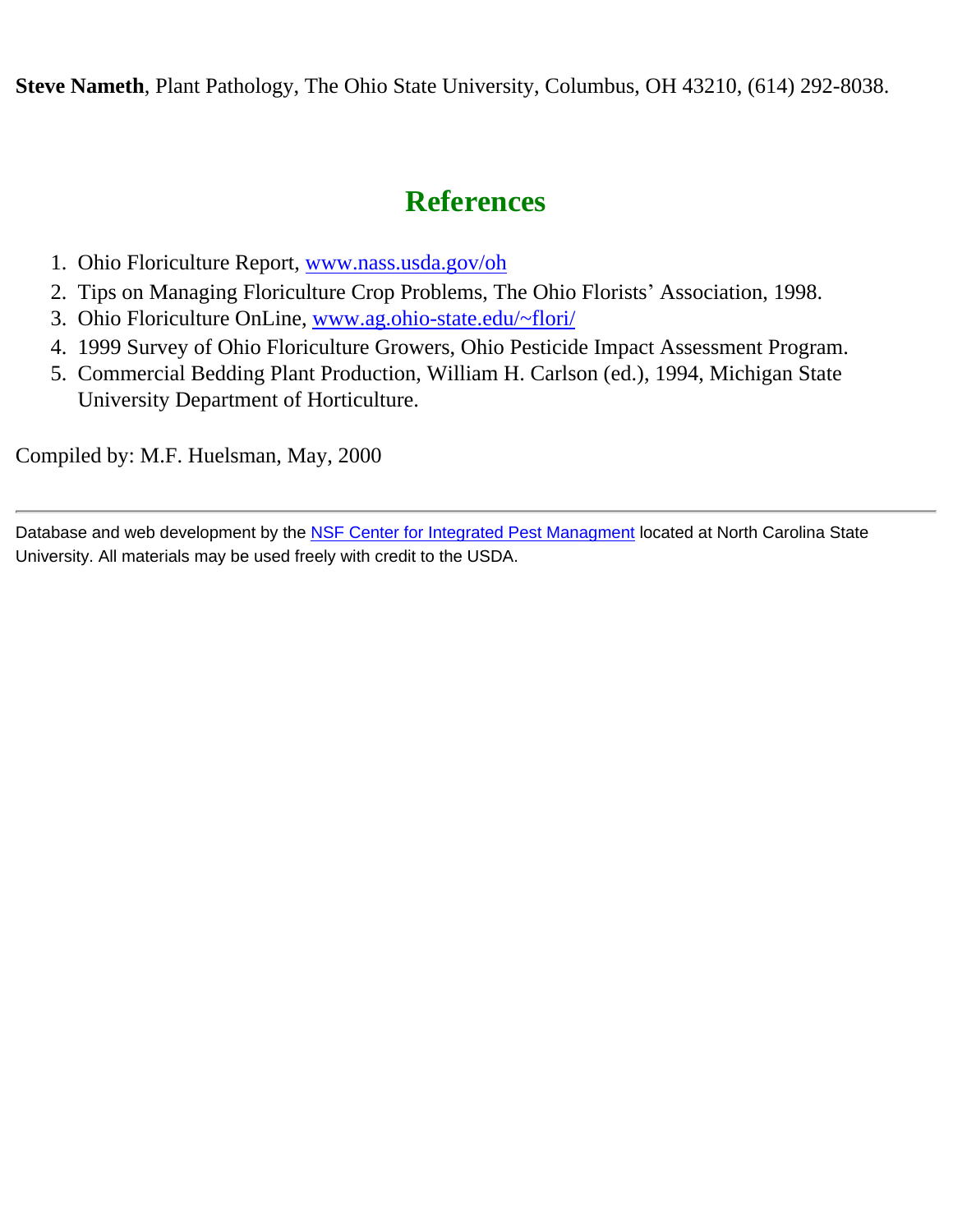**Steve Nameth**, Plant Pathology, The Ohio State University, Columbus, OH 43210, (614) 292-8038.

## References

1. Ohio Floriculture Report, www.nass.usda.gov/oh
2. Tips on Managing Floriculture Crop Problems, The Ohio Florists' Association, 1998.
3. Ohio Floriculture OnLine, www.ag.ohio-state.edu/~flori/
4. 1999 Survey of Ohio Floriculture Growers, Ohio Pesticide Impact Assessment Program.
5. Commercial Bedding Plant Production, William H. Carlson (ed.), 1994, Michigan State University Department of Horticulture.

Compiled by: M.F. Huelsman, May, 2000

---

Database and web development by the NSF Center for Integrated Pest Managment located at North Carolina State University. All materials may be used freely with credit to the USDA.